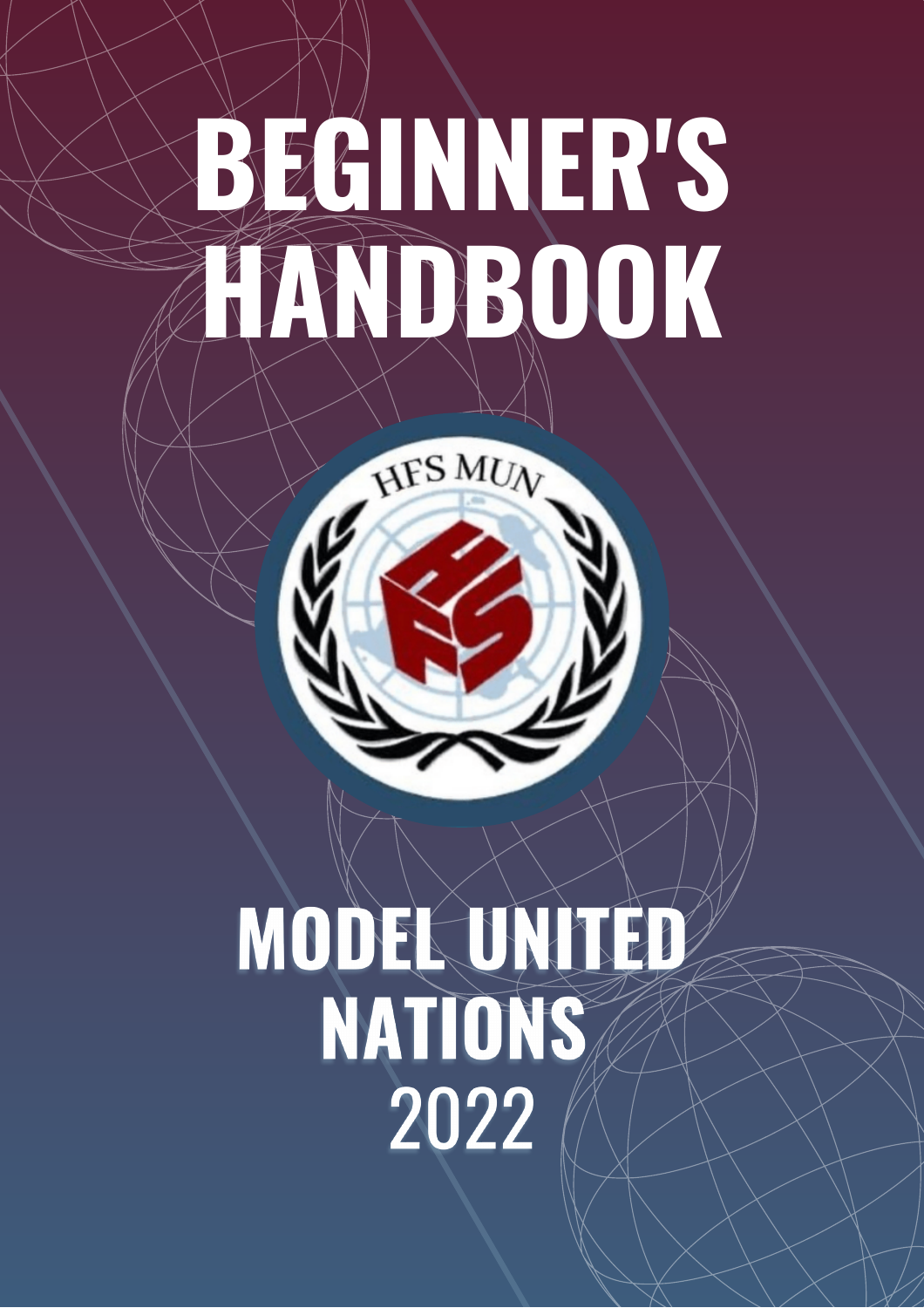# BEGINNER'S HANDBOOK

HFS MUN

# MODEL UNITED NATIONS

2022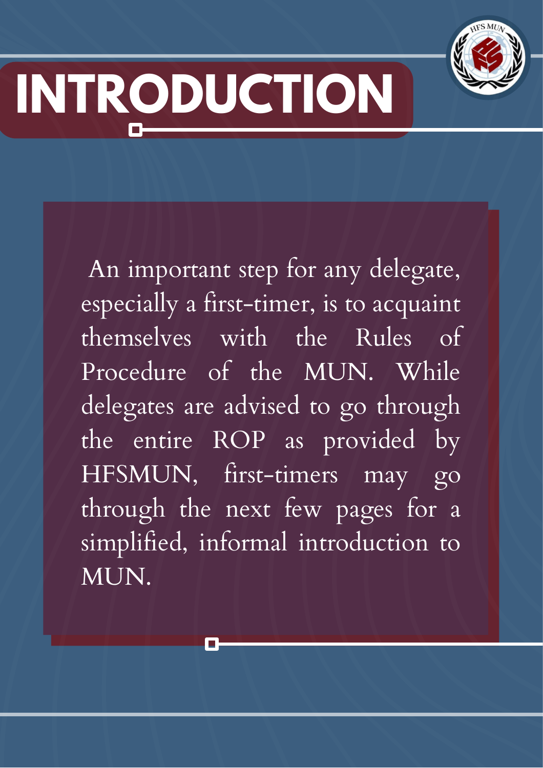# INTRODUCTION

An important step for any delegate, especially a first-timer, is to acquaint themselves with the Rules of Procedure of the MUN. While delegates are advised to go through the entire ROP as provided by HFSMUN, first-timers may go through the next few pages for a simplified, informal introduction to MUN.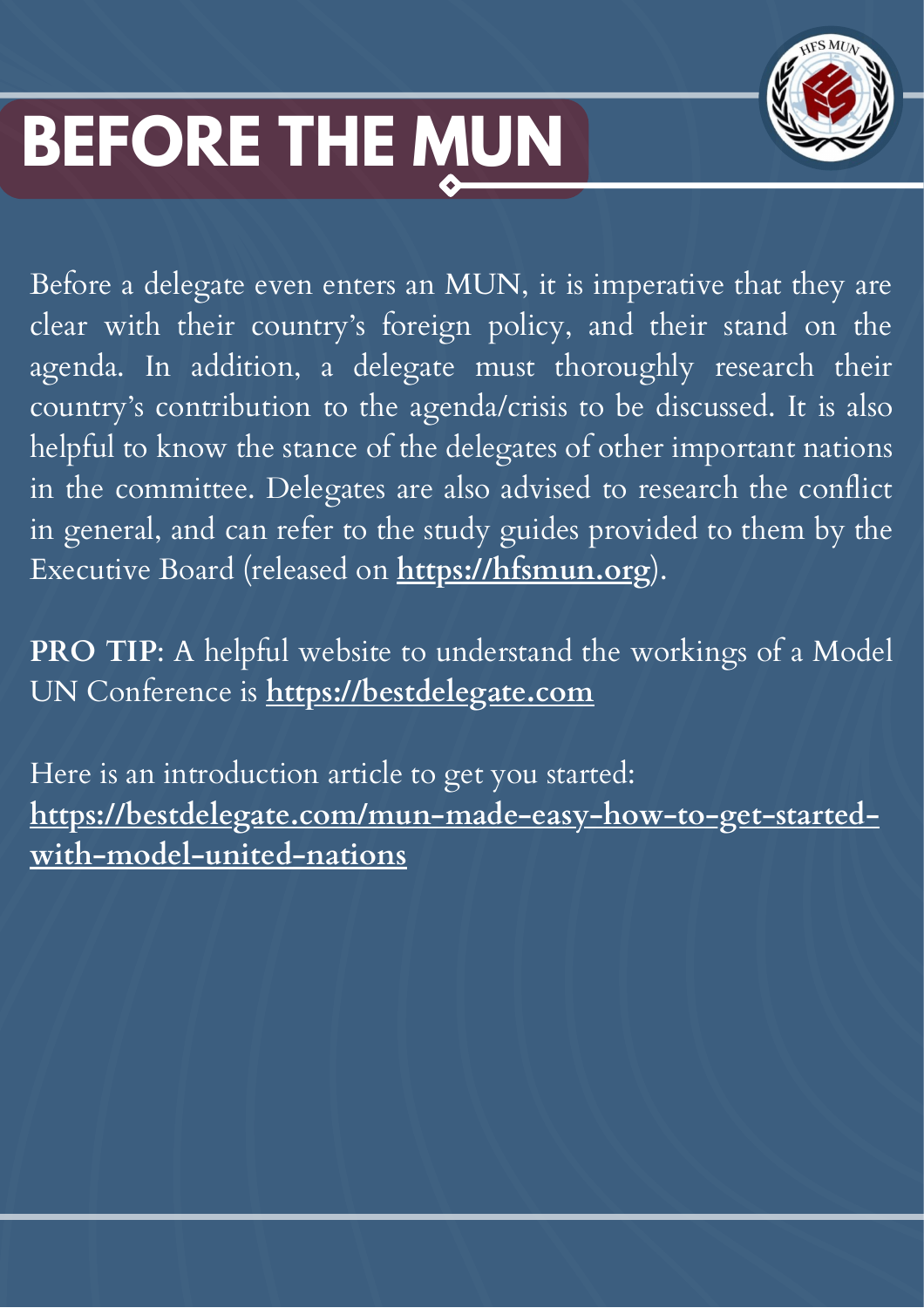# BEFORE THE MUN

Before a delegate even enters an MUN, it is imperative that they are clear with their country's foreign policy, and their stand on the agenda. In addition, a delegate must thoroughly research their country's contribution to the agenda/crisis to be discussed. It is also helpful to know the stance of the delegates of other important nations in the committee. Delegates are also advised to research the conflict in general, and can refer to the study guides provided to them by the Executive Board (released on **https://hfsmun.org**).

**PRO TIP**: A helpful website to understand the workings of a Model UN Conference is **https://bestdelegate.com**

Here is an introduction article to get you started:
**https://bestdelegate.com/mun-made-easy-how-to-get-started-with-model-united-nations**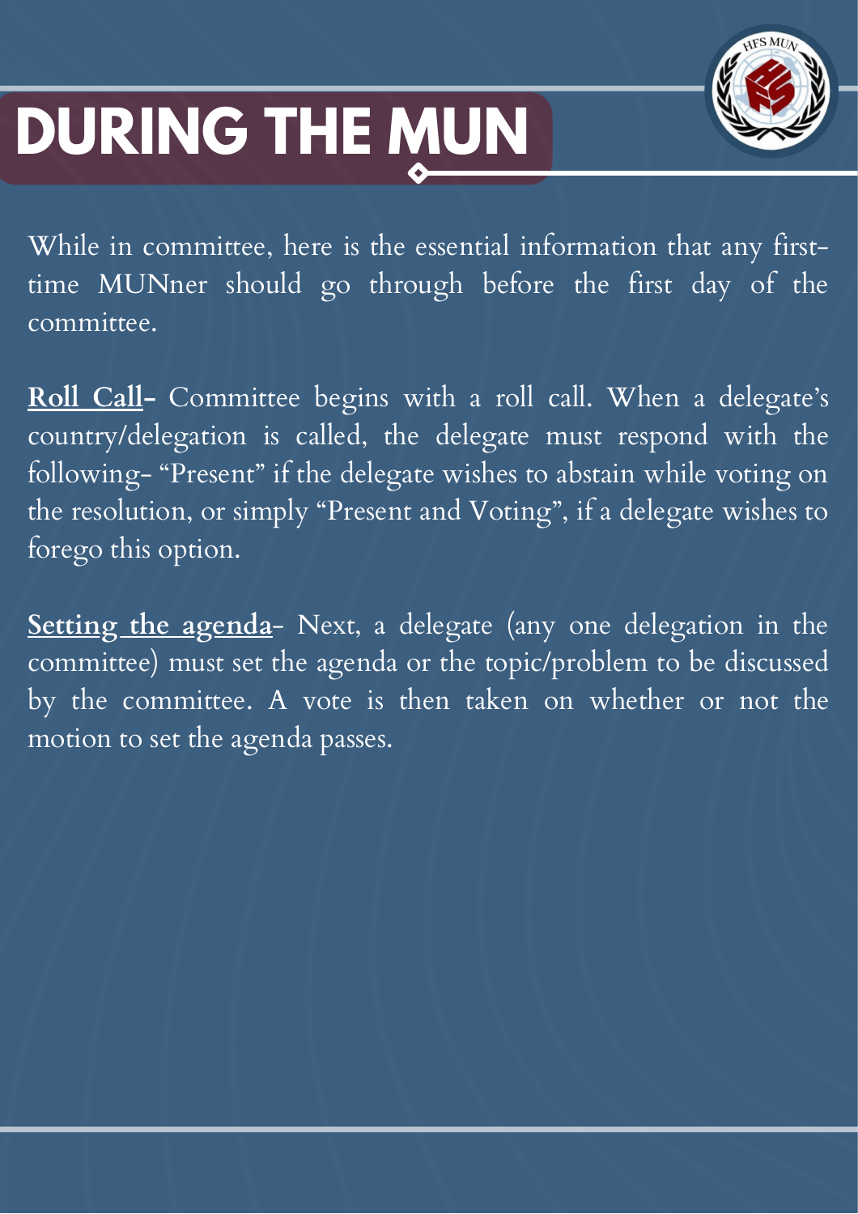# DURING THE MUN

While in committee, here is the essential information that any first-time MUNner should go through before the first day of the committee.

**Roll Call-** Committee begins with a roll call. When a delegate's country/delegation is called, the delegate must respond with the following- "Present" if the delegate wishes to abstain while voting on the resolution, or simply "Present and Voting", if a delegate wishes to forego this option.

**Setting the agenda**- Next, a delegate (any one delegation in the committee) must set the agenda or the topic/problem to be discussed by the committee. A vote is then taken on whether or not the motion to set the agenda passes.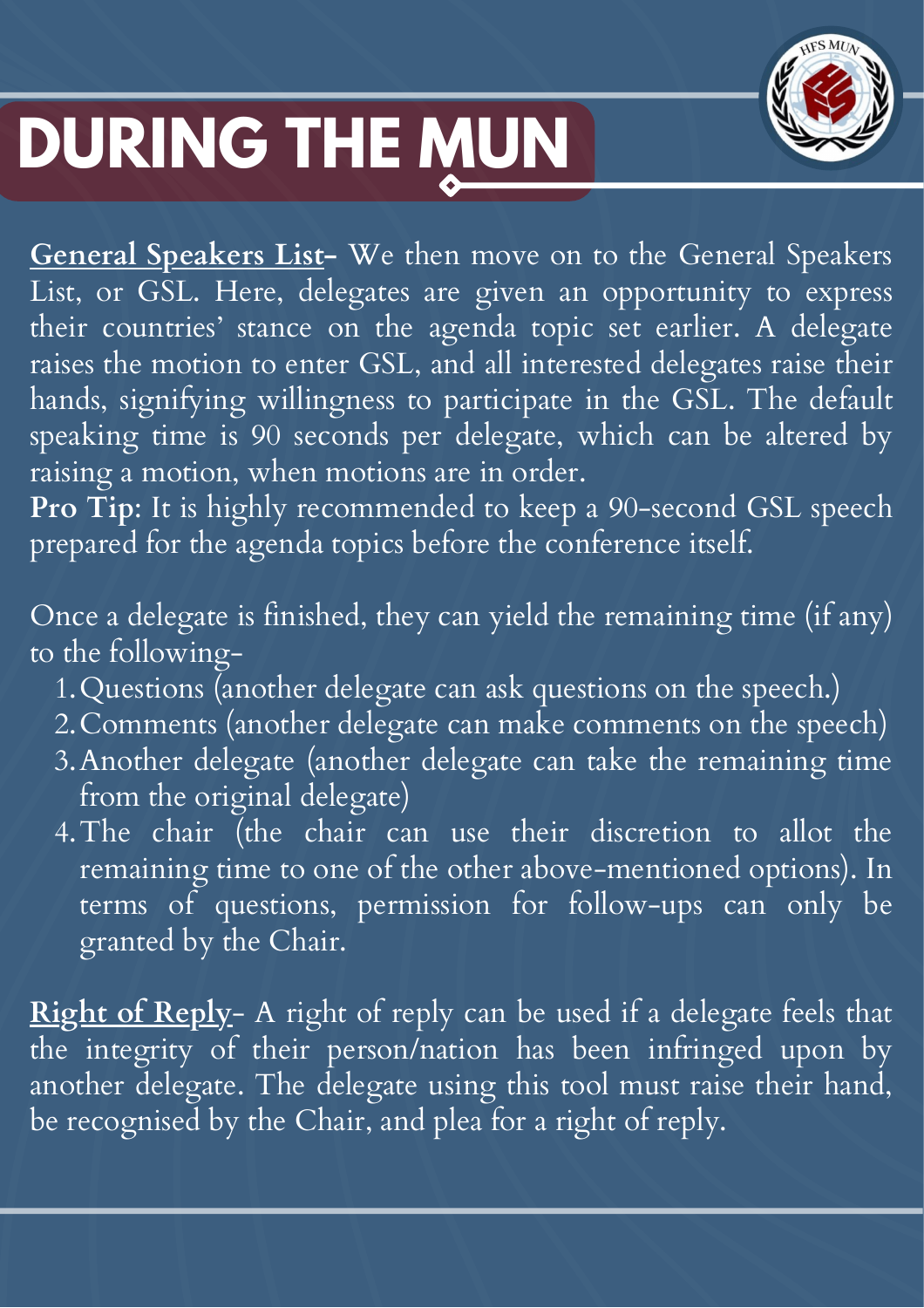# DURING THE MUN

**General Speakers List**- We then move on to the General Speakers List, or GSL. Here, delegates are given an opportunity to express their countries' stance on the agenda topic set earlier. A delegate raises the motion to enter GSL, and all interested delegates raise their hands, signifying willingness to participate in the GSL. The default speaking time is 90 seconds per delegate, which can be altered by raising a motion, when motions are in order.

**Pro Tip**: It is highly recommended to keep a 90-second GSL speech prepared for the agenda topics before the conference itself.

Once a delegate is finished, they can yield the remaining time (if any) to the following-

1. Questions (another delegate can ask questions on the speech.)
2. Comments (another delegate can make comments on the speech)
3. Another delegate (another delegate can take the remaining time from the original delegate)
4. The chair (the chair can use their discretion to allot the remaining time to one of the other above-mentioned options). In terms of questions, permission for follow-ups can only be granted by the Chair.

**Right of Reply**- A right of reply can be used if a delegate feels that the integrity of their person/nation has been infringed upon by another delegate. The delegate using this tool must raise their hand, be recognised by the Chair, and plea for a right of reply.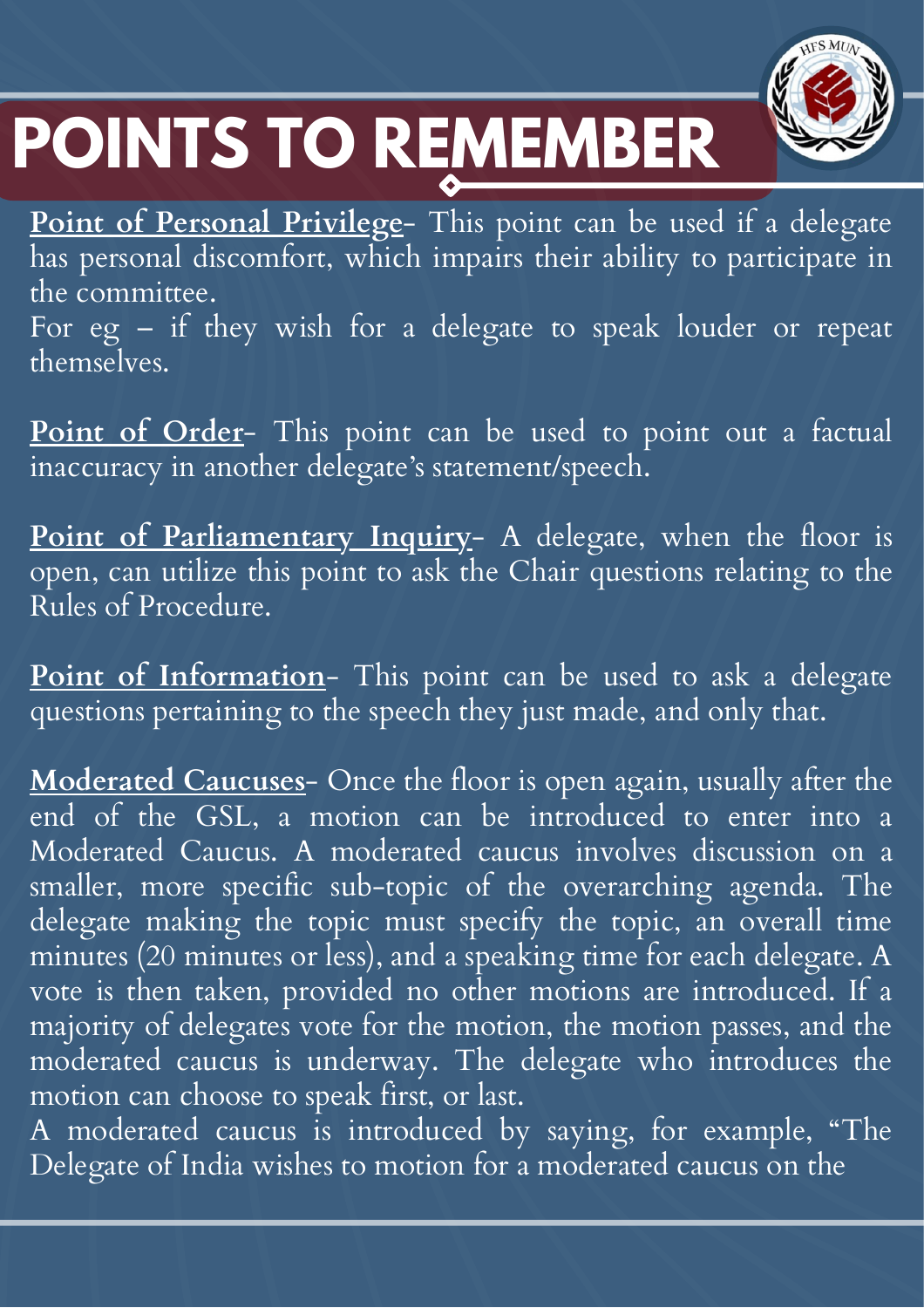# POINTS TO REMEMBER

**Point of Personal Privilege**- This point can be used if a delegate has personal discomfort, which impairs their ability to participate in the committee.
For eg – if they wish for a delegate to speak louder or repeat themselves.

**Point of Order**- This point can be used to point out a factual inaccuracy in another delegate's statement/speech.

**Point of Parliamentary Inquiry**- A delegate, when the floor is open, can utilize this point to ask the Chair questions relating to the Rules of Procedure.

**Point of Information**- This point can be used to ask a delegate questions pertaining to the speech they just made, and only that.

**Moderated Caucuses**- Once the floor is open again, usually after the end of the GSL, a motion can be introduced to enter into a Moderated Caucus. A moderated caucus involves discussion on a smaller, more specific sub-topic of the overarching agenda. The delegate making the topic must specify the topic, an overall time minutes (20 minutes or less), and a speaking time for each delegate. A vote is then taken, provided no other motions are introduced. If a majority of delegates vote for the motion, the motion passes, and the moderated caucus is underway. The delegate who introduces the motion can choose to speak first, or last.
A moderated caucus is introduced by saying, for example, "The Delegate of India wishes to motion for a moderated caucus on the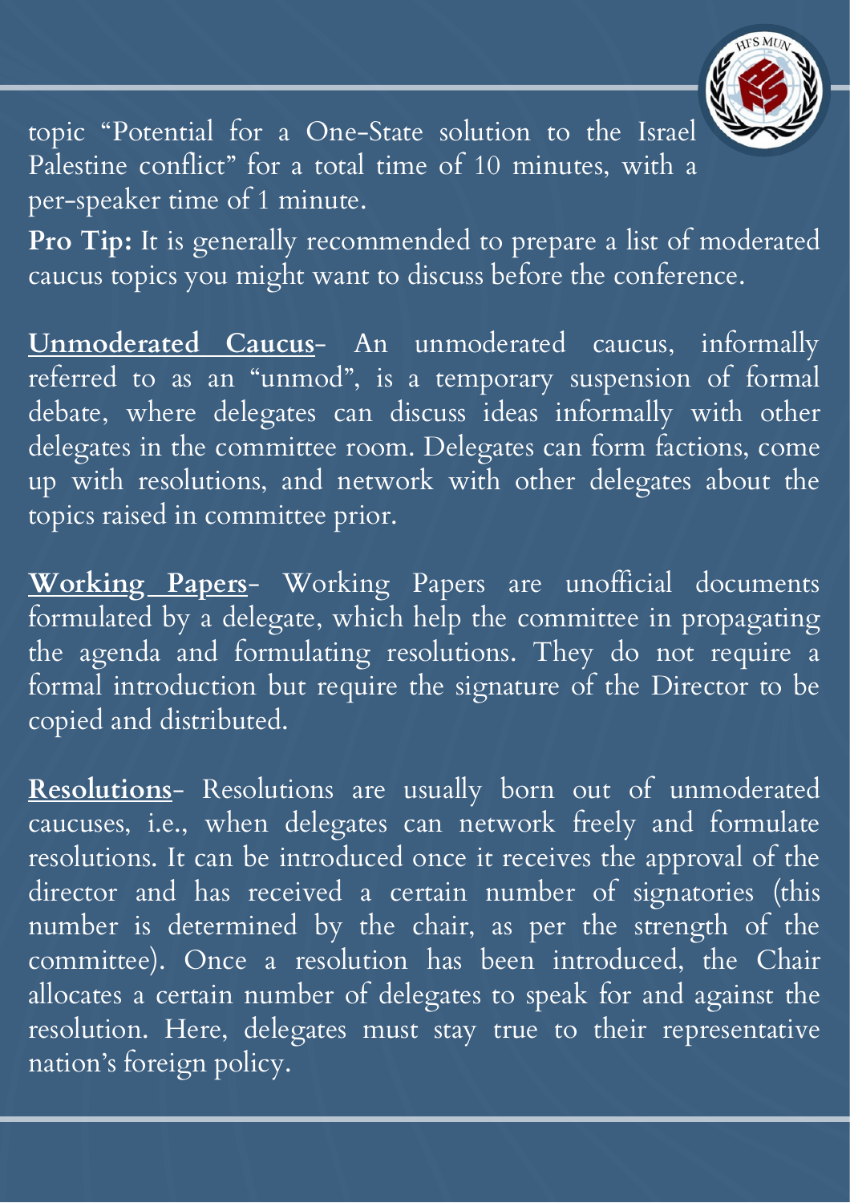topic "Potential for a One-State solution to the Israel Palestine conflict" for a total time of 10 minutes, with a per-speaker time of 1 minute.

**Pro Tip:** It is generally recommended to prepare a list of moderated caucus topics you might want to discuss before the conference.

**Unmoderated Caucus**- An unmoderated caucus, informally referred to as an "unmod", is a temporary suspension of formal debate, where delegates can discuss ideas informally with other delegates in the committee room. Delegates can form factions, come up with resolutions, and network with other delegates about the topics raised in committee prior.

**Working Papers**- Working Papers are unofficial documents formulated by a delegate, which help the committee in propagating the agenda and formulating resolutions. They do not require a formal introduction but require the signature of the Director to be copied and distributed.

**Resolutions**- Resolutions are usually born out of unmoderated caucuses, i.e., when delegates can network freely and formulate resolutions. It can be introduced once it receives the approval of the director and has received a certain number of signatories (this number is determined by the chair, as per the strength of the committee). Once a resolution has been introduced, the Chair allocates a certain number of delegates to speak for and against the resolution. Here, delegates must stay true to their representative nation's foreign policy.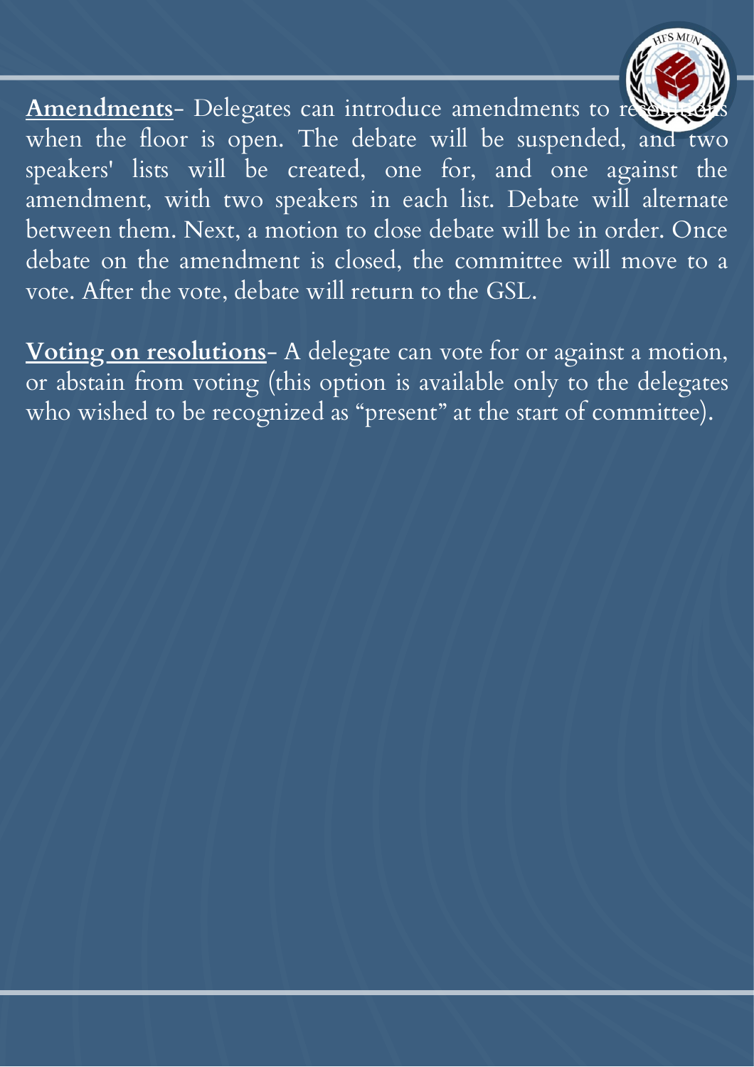**Amendments**- Delegates can introduce amendments to resolutions when the floor is open. The debate will be suspended, and two speakers' lists will be created, one for, and one against the amendment, with two speakers in each list. Debate will alternate between them. Next, a motion to close debate will be in order. Once debate on the amendment is closed, the committee will move to a vote. After the vote, debate will return to the GSL.

**Voting on resolutions**- A delegate can vote for or against a motion, or abstain from voting (this option is available only to the delegates who wished to be recognized as "present" at the start of committee).